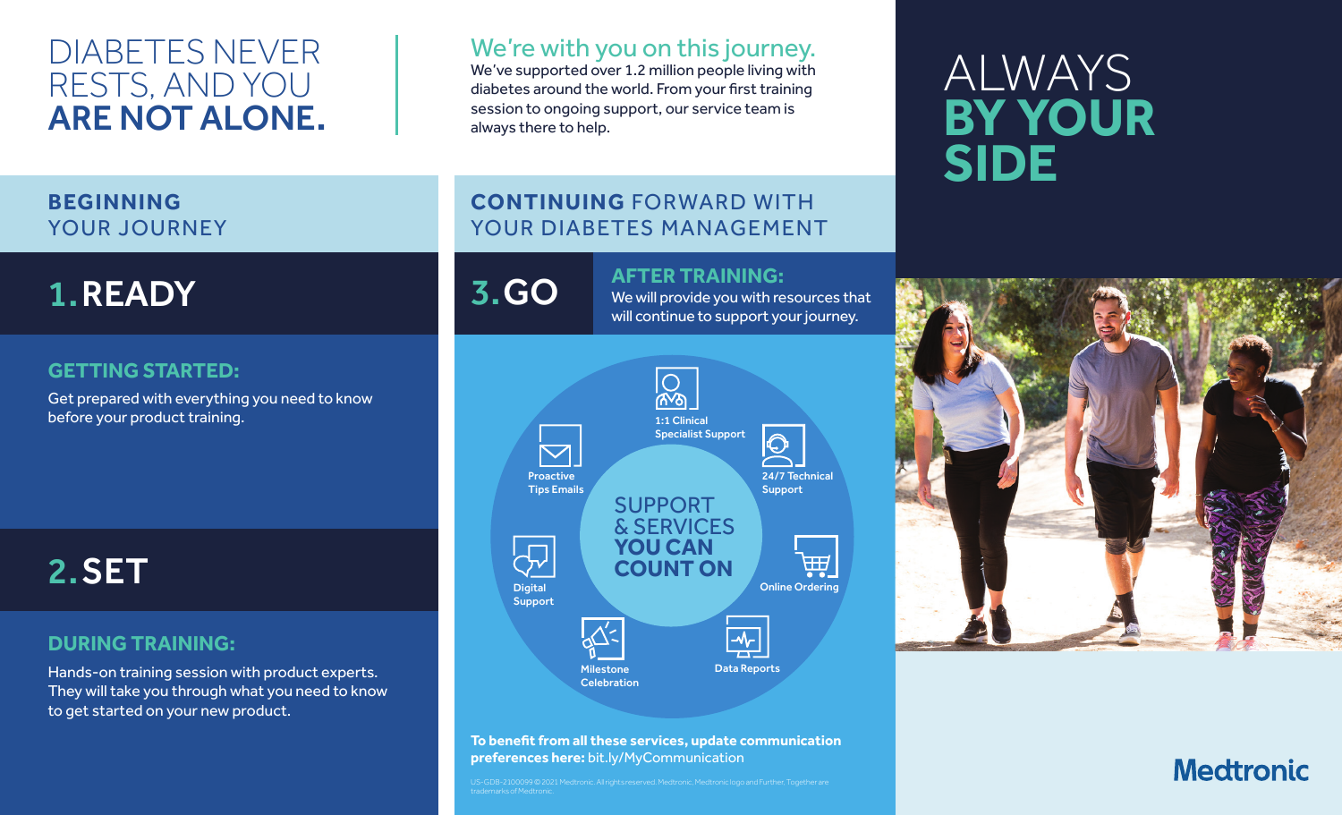# DIABETES NEVER RESTS, AND YOU **ARE NOT ALONE.**

## We're with you on this journey.

We've supported over 1.2 million people living with diabetes around the world. From your first training session to ongoing support, our service team is always there to help.

## **BEGINNING** YOUR JOURNEY

### 1. READY

#### GETTING STARTED:

Get prepared with everything you need to know before your product training.

### 2. SET

#### DURING TRAINING:

Hands-on training session with product experts. They will take you through what you need to know to get started on your new product.

## **CONTINUING** FORWARD WITH YOUR DIABETES MANAGEMENT

### 3. GO

#### AFTER TRAINING:

We will provide you with resources that will continue to support your journey.

#### SUPPORT & SERVICES **YOU CAN COUNT ON**

- 1:1 Clinical Specialist Support
- 24/7 Technical Support
- Online Ordering
- Data Reports
- Milestone Celebration
- Digital Support
- Proactive Tips Emails

**To benefit from all these services, update communication preferences here:** bit.ly/MyCommunication

US-GDB-2100099 © 2021 Medtronic. All rights reserved. Medtronic, Medtronic logo and Further, Together are trademarks of Medtronic.

# ALWAYS **BY YOUR SIDE**

Medtronic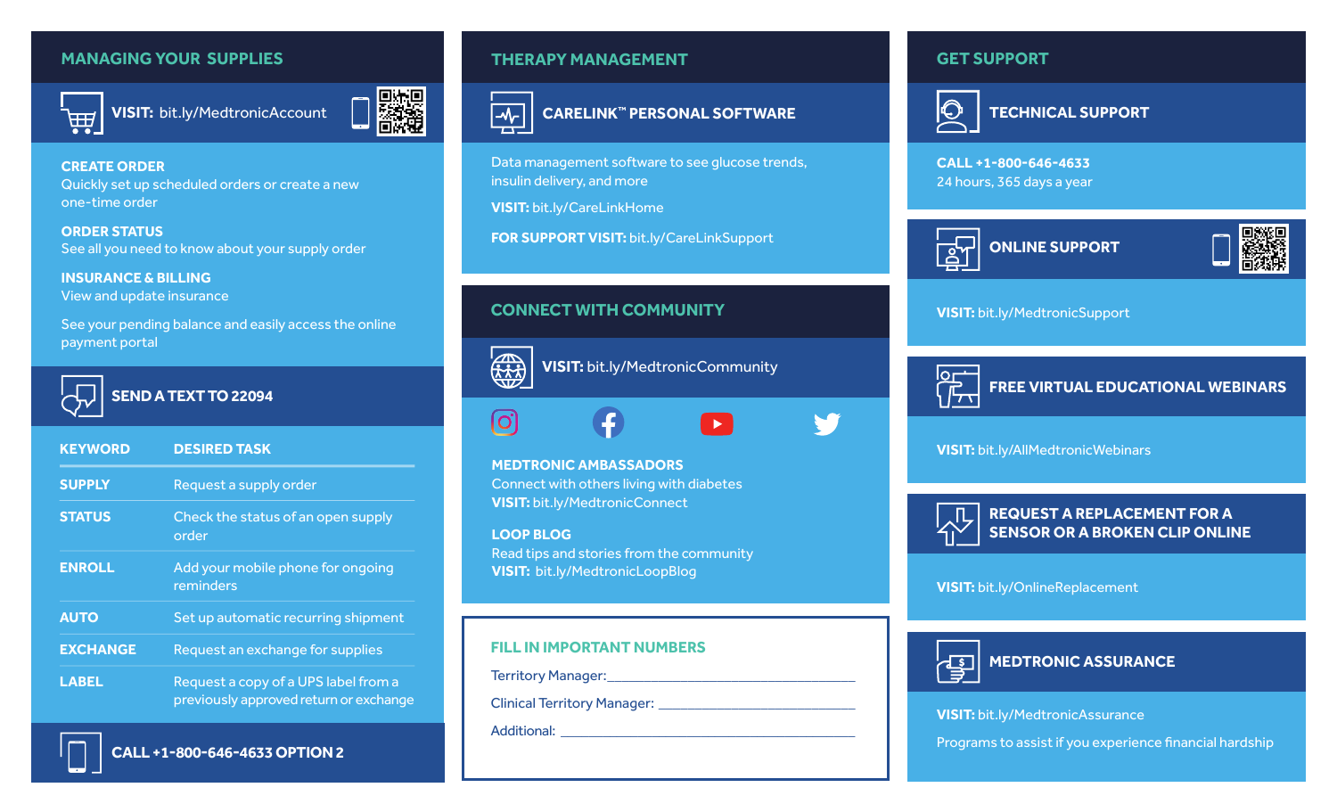## MANAGING YOUR SUPPLIES

**VISIT:** bit.ly/MedtronicAccount

**CREATE ORDER**
Quickly set up scheduled orders or create a new one-time order

**ORDER STATUS**
See all you need to know about your supply order

**INSURANCE & BILLING**
View and update insurance

See your pending balance and easily access the online payment portal

### SEND A TEXT TO 22094

| KEYWORD | DESIRED TASK |
|---|---|
| SUPPLY | Request a supply order |
| STATUS | Check the status of an open supply order |
| ENROLL | Add your mobile phone for ongoing reminders |
| AUTO | Set up automatic recurring shipment |
| EXCHANGE | Request an exchange for supplies |
| LABEL | Request a copy of a UPS label from a previously approved return or exchange |

### CALL +1-800-646-4633 OPTION 2

## THERAPY MANAGEMENT

### CARELINK™ PERSONAL SOFTWARE

Data management software to see glucose trends, insulin delivery, and more

**VISIT:** bit.ly/CareLinkHome

**FOR SUPPORT VISIT:** bit.ly/CareLinkSupport

## CONNECT WITH COMMUNITY

**VISIT:** bit.ly/MedtronicCommunity

**MEDTRONIC AMBASSADORS**
Connect with others living with diabetes
**VISIT:** bit.ly/MedtronicConnect

**LOOP BLOG**
Read tips and stories from the community
**VISIT:** bit.ly/MedtronicLoopBlog

## FILL IN IMPORTANT NUMBERS

Territory Manager: ____________________

Clinical Territory Manager: ____________________

Additional: ____________________

## GET SUPPORT

### TECHNICAL SUPPORT

**CALL +1-800-646-4633**
24 hours, 365 days a year

### ONLINE SUPPORT

**VISIT:** bit.ly/MedtronicSupport

### FREE VIRTUAL EDUCATIONAL WEBINARS

**VISIT:** bit.ly/AllMedtronicWebinars

### REQUEST A REPLACEMENT FOR A SENSOR OR A BROKEN CLIP ONLINE

**VISIT:** bit.ly/OnlineReplacement

### MEDTRONIC ASSURANCE

**VISIT:** bit.ly/MedtronicAssurance

Programs to assist if you experience financial hardship